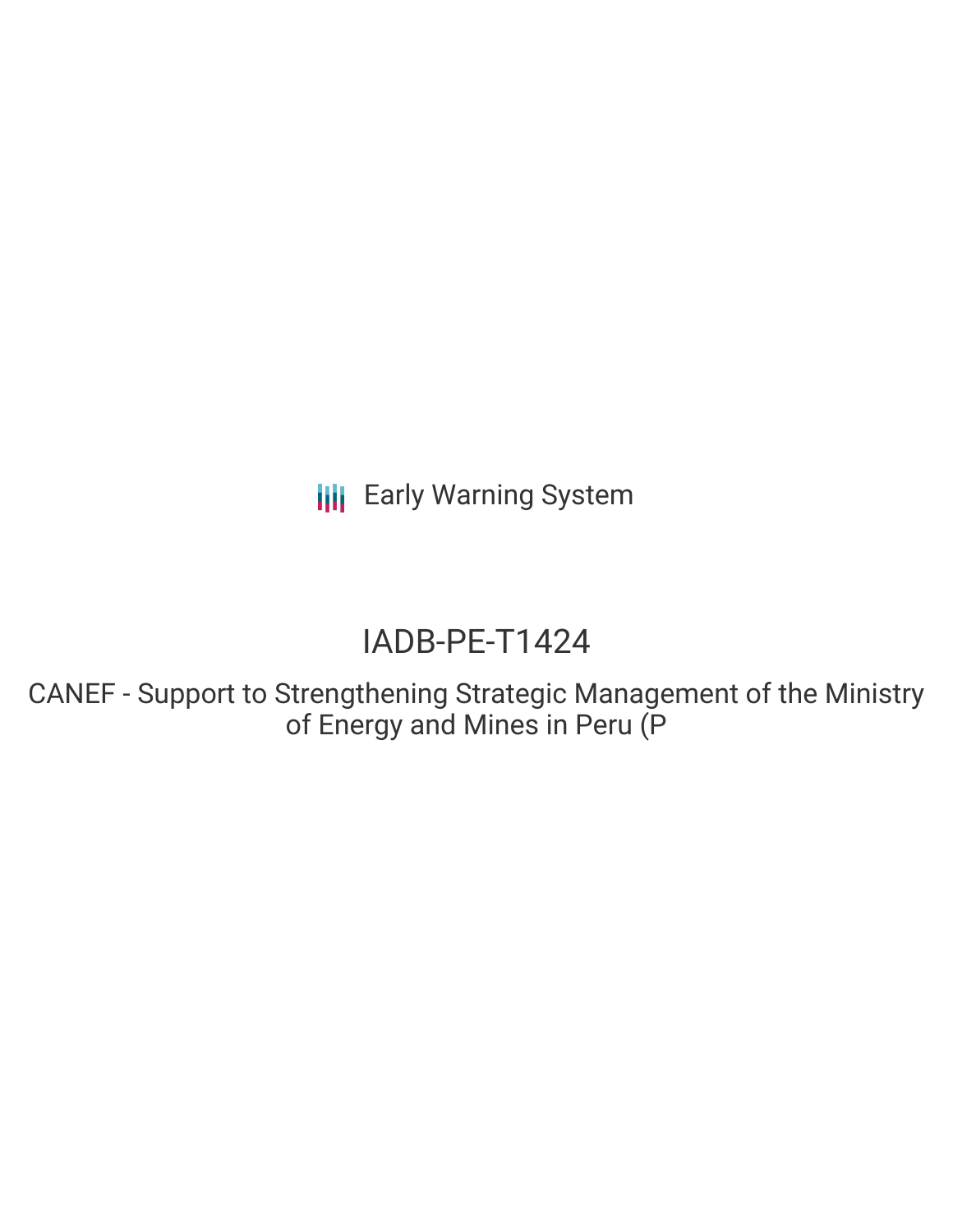Early Warning System

# IADB-PE-T1424

## CANEF - Support to Strengthening Strategic Management of the Ministry of Energy and Mines in Peru (P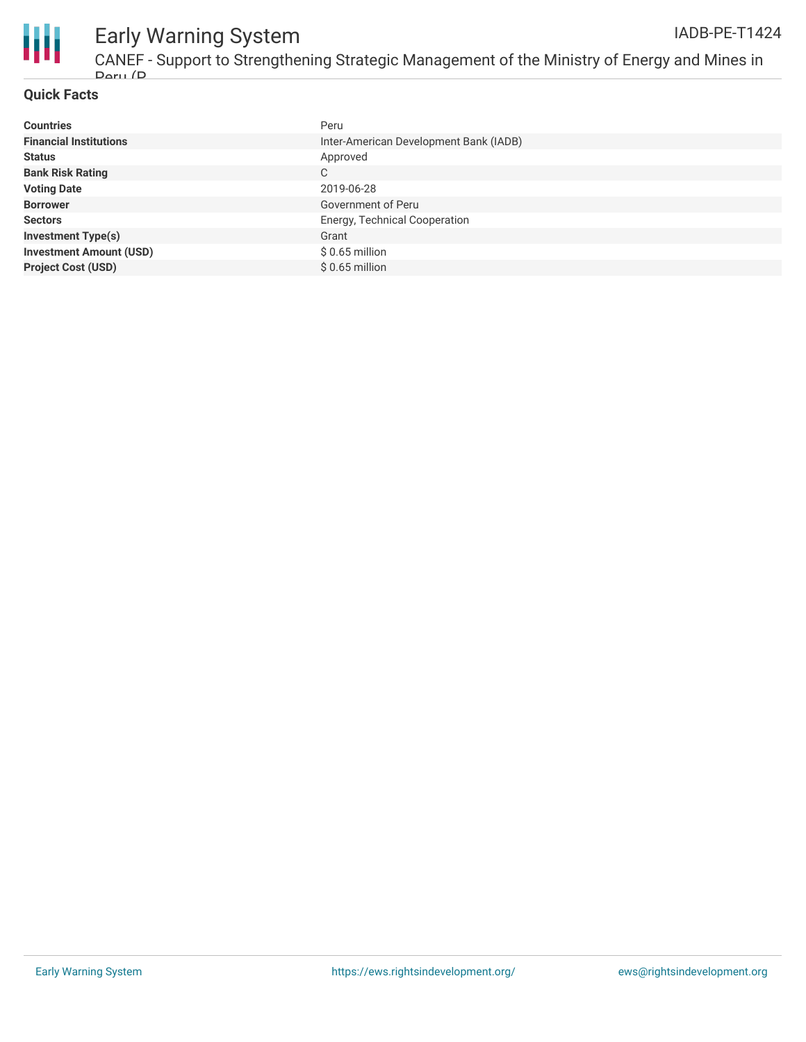## Quick Facts

| | |
|---|---|
| **Countries** | Peru |
| **Financial Institutions** | Inter-American Development Bank (IADB) |
| **Status** | Approved |
| **Bank Risk Rating** | C |
| **Voting Date** | 2019-06-28 |
| **Borrower** | Government of Peru |
| **Sectors** | Energy, Technical Cooperation |
| **Investment Type(s)** | Grant |
| **Investment Amount (USD)** | $ 0.65 million |
| **Project Cost (USD)** | $ 0.65 million |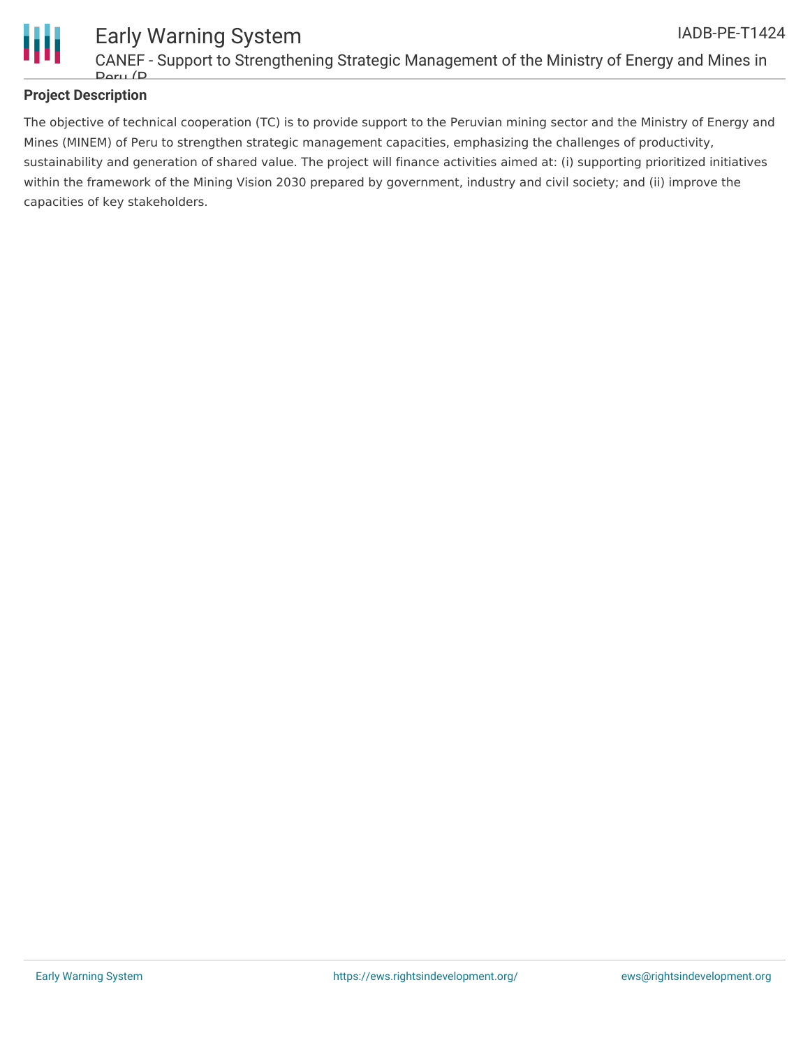## Project Description

The objective of technical cooperation (TC) is to provide support to the Peruvian mining sector and the Ministry of Energy and Mines (MINEM) of Peru to strengthen strategic management capacities, emphasizing the challenges of productivity, sustainability and generation of shared value. The project will finance activities aimed at: (i) supporting prioritized initiatives within the framework of the Mining Vision 2030 prepared by government, industry and civil society; and (ii) improve the capacities of key stakeholders.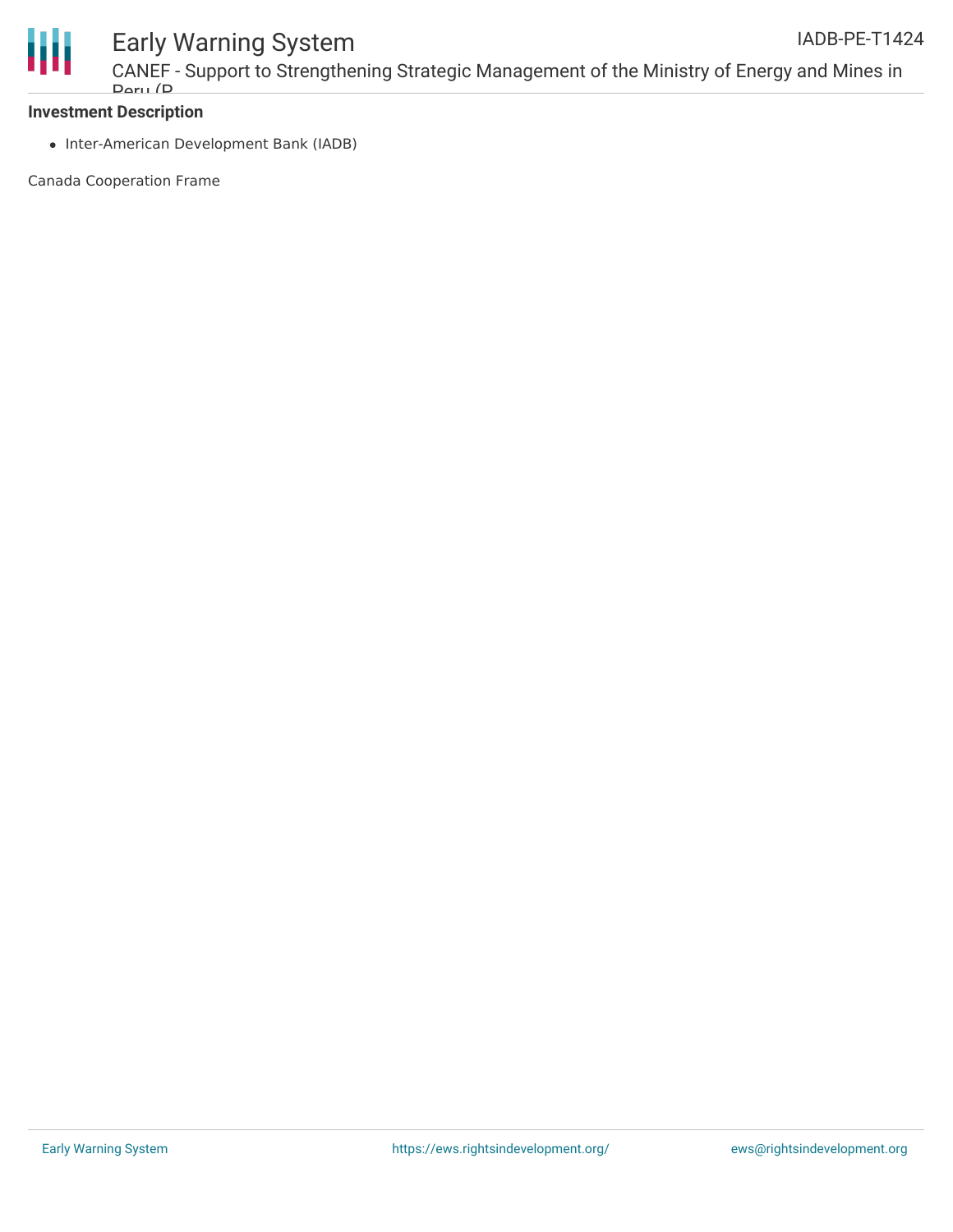**Investment Description**

- Inter-American Development Bank (IADB)

Canada Cooperation Frame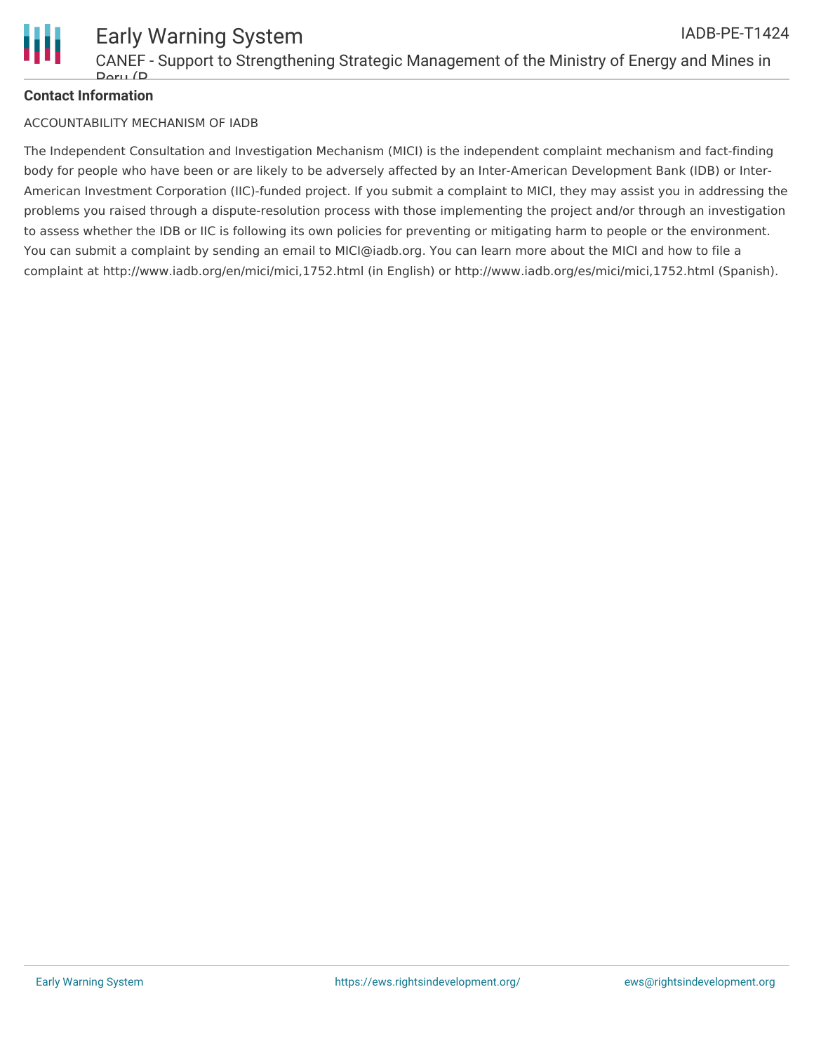**Contact Information**

ACCOUNTABILITY MECHANISM OF IADB

The Independent Consultation and Investigation Mechanism (MICI) is the independent complaint mechanism and fact-finding body for people who have been or are likely to be adversely affected by an Inter-American Development Bank (IDB) or Inter-American Investment Corporation (IIC)-funded project. If you submit a complaint to MICI, they may assist you in addressing the problems you raised through a dispute-resolution process with those implementing the project and/or through an investigation to assess whether the IDB or IIC is following its own policies for preventing or mitigating harm to people or the environment. You can submit a complaint by sending an email to MICI@iadb.org. You can learn more about the MICI and how to file a complaint at http://www.iadb.org/en/mici/mici,1752.html (in English) or http://www.iadb.org/es/mici/mici,1752.html (Spanish).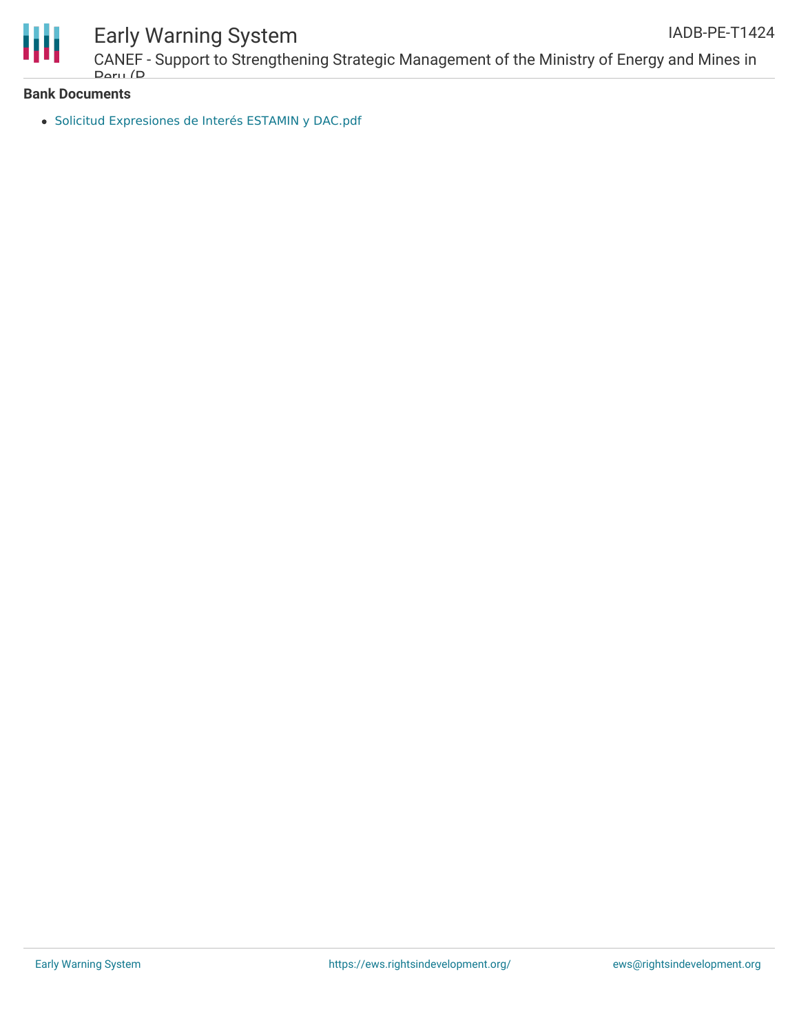**Bank Documents**

- Solicitud Expresiones de Interés ESTAMIN y DAC.pdf